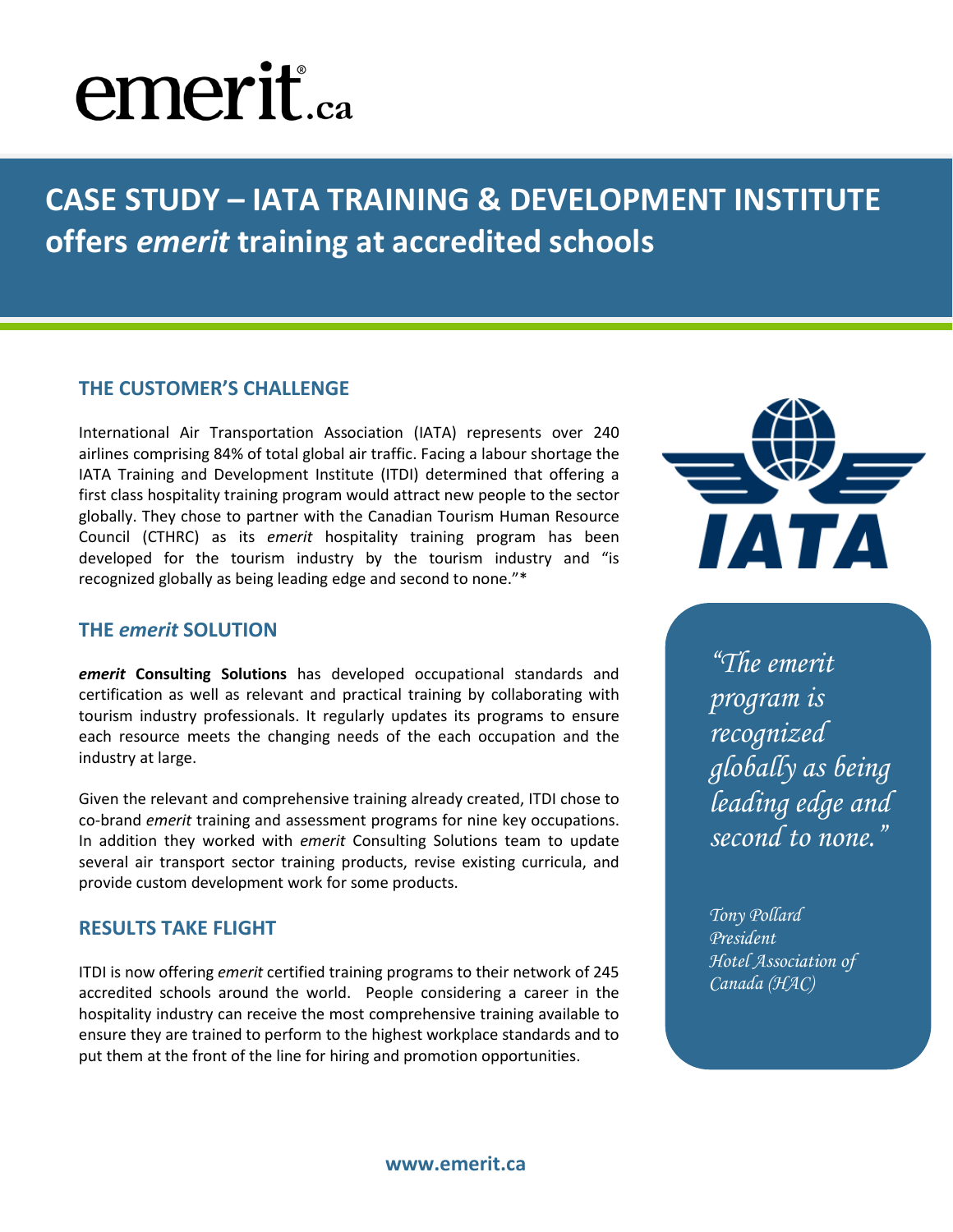# emerit.ca

## CASE STUDY – IATA TRAINING & DEVELOPMENT INSTITUTE offers *emerit* training at accredited schools

### THE CUSTOMER'S CHALLENGE

International Air Transportation Association (IATA) represents over 240 airlines comprising 84% of total global air traffic. Facing a labour shortage the IATA Training and Development Institute (ITDI) determined that offering a first class hospitality training program would attract new people to the sector globally. They chose to partner with the Canadian Tourism Human Resource Council (CTHRC) as its *emerit* hospitality training program has been developed for the tourism industry by the tourism industry and "is recognized globally as being leading edge and second to none."*

### THE *emerit* SOLUTION

***emerit* Consulting Solutions** has developed occupational standards and certification as well as relevant and practical training by collaborating with tourism industry professionals. It regularly updates its programs to ensure each resource meets the changing needs of the each occupation and the industry at large.

Given the relevant and comprehensive training already created, ITDI chose to co-brand *emerit* training and assessment programs for nine key occupations. In addition they worked with *emerit* Consulting Solutions team to update several air transport sector training products, revise existing curricula, and provide custom development work for some products.

### RESULTS TAKE FLIGHT

ITDI is now offering *emerit* certified training programs to their network of 245 accredited schools around the world. People considering a career in the hospitality industry can receive the most comprehensive training available to ensure they are trained to perform to the highest workplace standards and to put them at the front of the line for hiring and promotion opportunities.

> *"The emerit program is recognized globally as being leading edge and second to none."*
>
> *Tony Pollard*
> *President*
> *Hotel Association of Canada (HAC)*

**www.emerit.ca**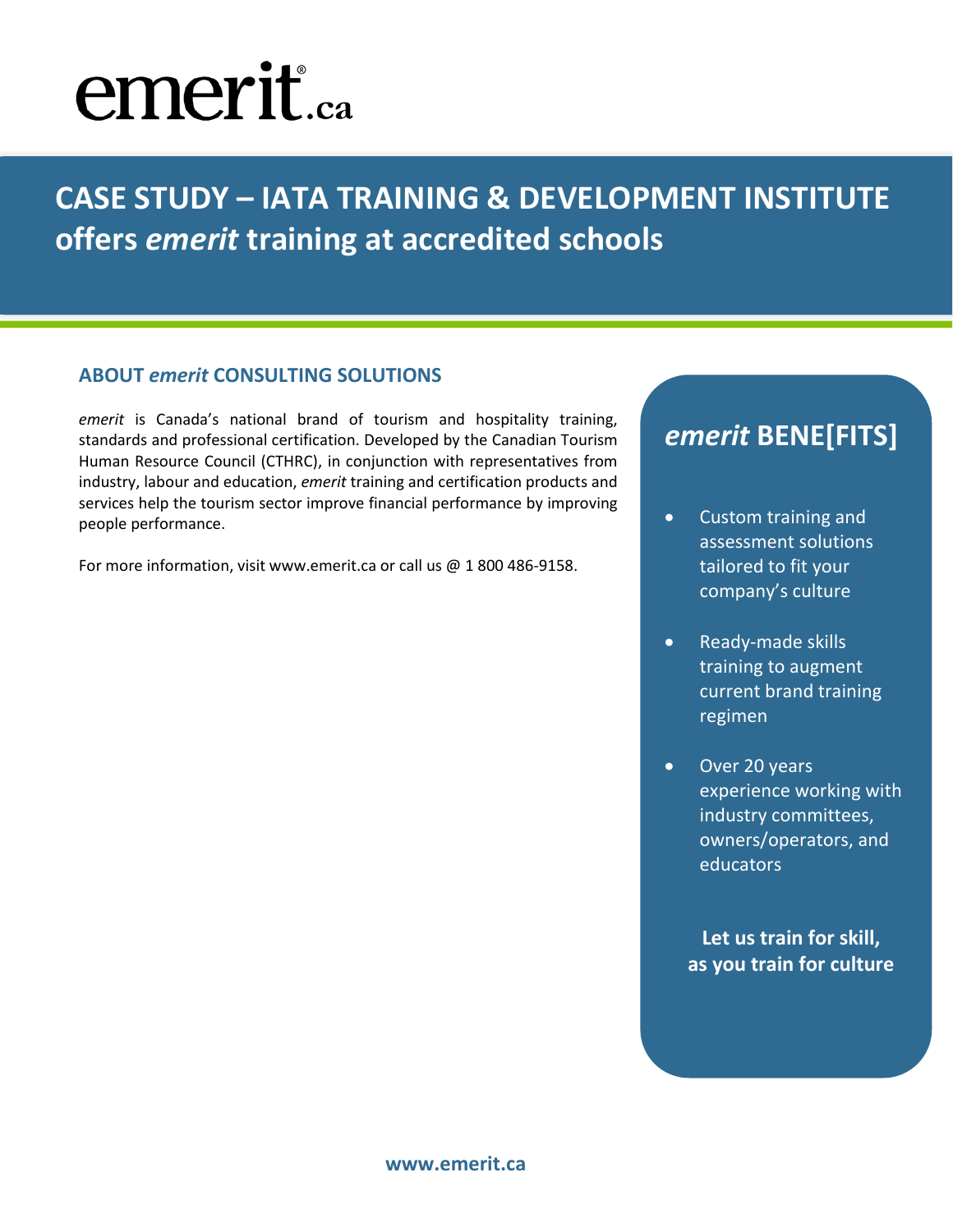emerit.ca

# CASE STUDY – IATA TRAINING & DEVELOPMENT INSTITUTE offers *emerit* training at accredited schools

## ABOUT *emerit* CONSULTING SOLUTIONS

*emerit* is Canada's national brand of tourism and hospitality training, standards and professional certification. Developed by the Canadian Tourism Human Resource Council (CTHRC), in conjunction with representatives from industry, labour and education, *emerit* training and certification products and services help the tourism sector improve financial performance by improving people performance.

For more information, visit www.emerit.ca or call us @ 1 800 486-9158.

## *emerit* BENE[FITS]

- Custom training and assessment solutions tailored to fit your company's culture
- Ready-made skills training to augment current brand training regimen
- Over 20 years experience working with industry committees, owners/operators, and educators

**Let us train for skill, as you train for culture**

**www.emerit.ca**